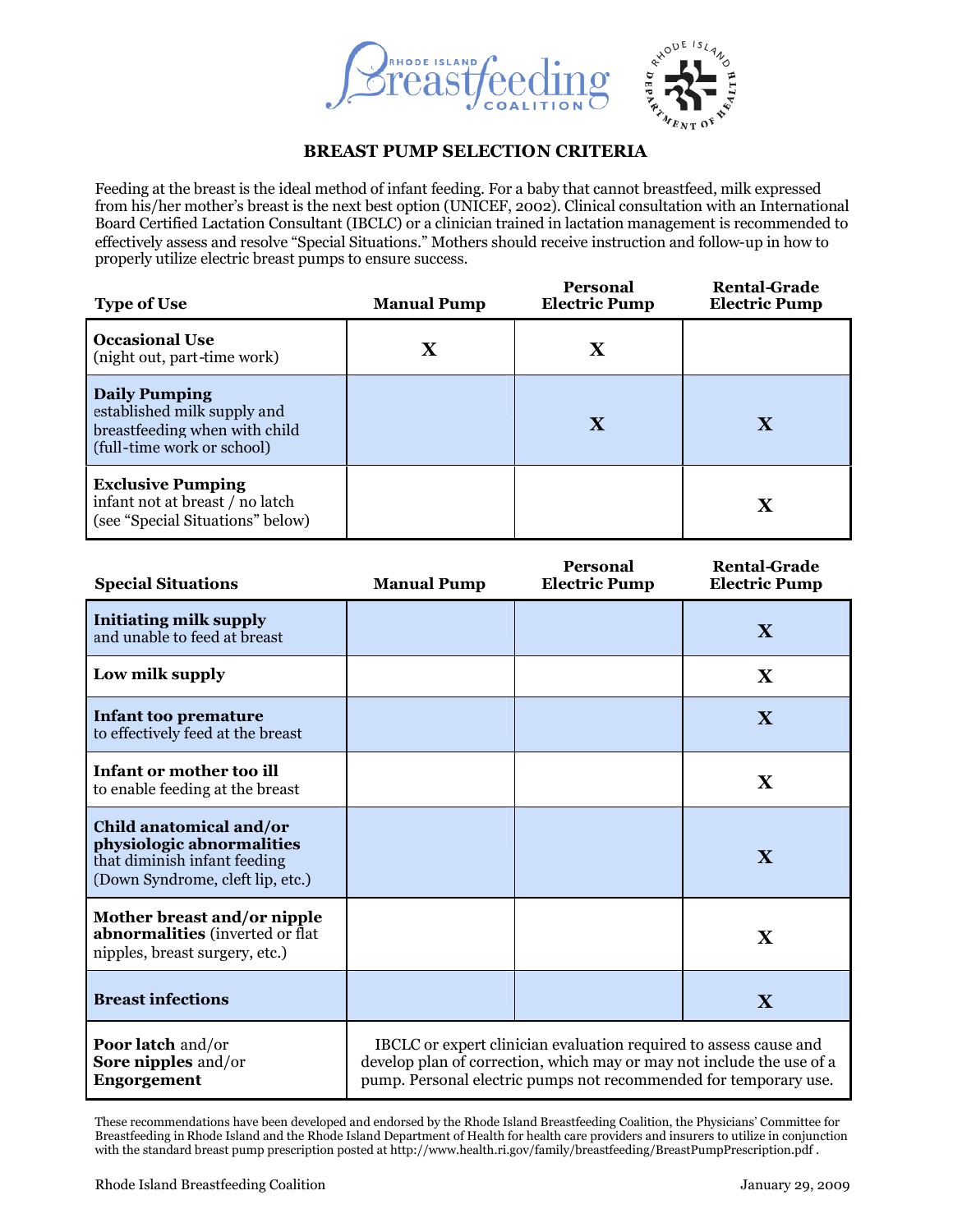# BREAST PUMP SELECTION CRITERIA

Feeding at the breast is the ideal method of infant feeding. For a baby that cannot breastfeed, milk expressed from his/her mother's breast is the next best option (UNICEF, 2002). Clinical consultation with an International Board Certified Lactation Consultant (IBCLC) or a clinician trained in lactation management is recommended to effectively assess and resolve "Special Situations." Mothers should receive instruction and follow-up in how to properly utilize electric breast pumps to ensure success.

| Type of Use | Manual Pump | Personal Electric Pump | Rental-Grade Electric Pump |
|---|---|---|---|
| **Occasional Use** (night out, part-time work) | X | X | |
| **Daily Pumping** established milk supply and breastfeeding when with child (full-time work or school) | | X | X |
| **Exclusive Pumping** infant not at breast / no latch (see "Special Situations" below) | | | X |

| Special Situations | Manual Pump | Personal Electric Pump | Rental-Grade Electric Pump |
|---|---|---|---|
| **Initiating milk supply** and unable to feed at breast | | | X |
| **Low milk supply** | | | X |
| **Infant too premature** to effectively feed at the breast | | | X |
| **Infant or mother too ill** to enable feeding at the breast | | | X |
| **Child anatomical and/or physiologic abnormalities** that diminish infant feeding (Down Syndrome, cleft lip, etc.) | | | X |
| **Mother breast and/or nipple abnormalities** (inverted or flat nipples, breast surgery, etc.) | | | X |
| **Breast infections** | | | X |
| **Poor latch** and/or **Sore nipples** and/or **Engorgement** | IBCLC or expert clinician evaluation required to assess cause and develop plan of correction, which may or may not include the use of a pump. Personal electric pumps not recommended for temporary use. | | |

These recommendations have been developed and endorsed by the Rhode Island Breastfeeding Coalition, the Physicians' Committee for Breastfeeding in Rhode Island and the Rhode Island Department of Health for health care providers and insurers to utilize in conjunction with the standard breast pump prescription posted at http://www.health.ri.gov/family/breastfeeding/BreastPumpPrescription.pdf .

Rhode Island Breastfeeding Coalition — January 29, 2009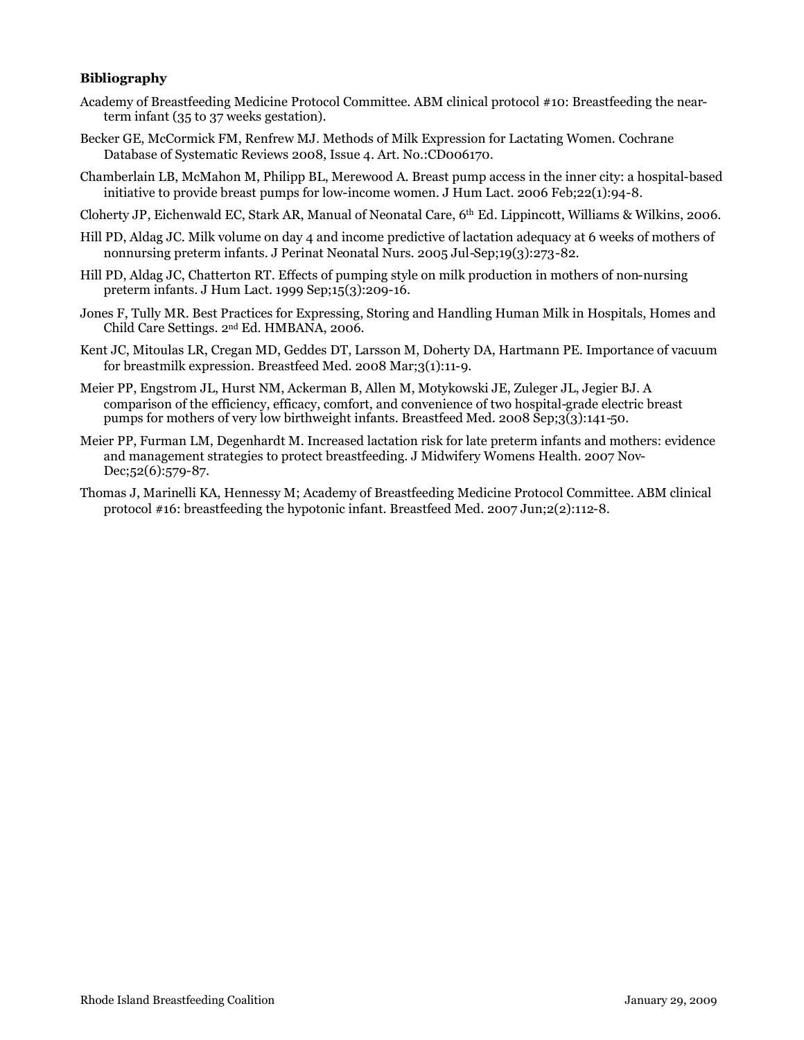**Bibliography**

Academy of Breastfeeding Medicine Protocol Committee. ABM clinical protocol #10: Breastfeeding the near-term infant (35 to 37 weeks gestation).

Becker GE, McCormick FM, Renfrew MJ. Methods of Milk Expression for Lactating Women. Cochrane Database of Systematic Reviews 2008, Issue 4. Art. No.:CD006170.

Chamberlain LB, McMahon M, Philipp BL, Merewood A. Breast pump access in the inner city: a hospital-based initiative to provide breast pumps for low-income women. J Hum Lact. 2006 Feb;22(1):94-8.

Cloherty JP, Eichenwald EC, Stark AR, Manual of Neonatal Care, 6th Ed. Lippincott, Williams & Wilkins, 2006.

Hill PD, Aldag JC. Milk volume on day 4 and income predictive of lactation adequacy at 6 weeks of mothers of nonnursing preterm infants. J Perinat Neonatal Nurs. 2005 Jul-Sep;19(3):273-82.

Hill PD, Aldag JC, Chatterton RT. Effects of pumping style on milk production in mothers of non-nursing preterm infants. J Hum Lact. 1999 Sep;15(3):209-16.

Jones F, Tully MR. Best Practices for Expressing, Storing and Handling Human Milk in Hospitals, Homes and Child Care Settings. 2nd Ed. HMBANA, 2006.

Kent JC, Mitoulas LR, Cregan MD, Geddes DT, Larsson M, Doherty DA, Hartmann PE. Importance of vacuum for breastmilk expression. Breastfeed Med. 2008 Mar;3(1):11-9.

Meier PP, Engstrom JL, Hurst NM, Ackerman B, Allen M, Motykowski JE, Zuleger JL, Jegier BJ. A comparison of the efficiency, efficacy, comfort, and convenience of two hospital-grade electric breast pumps for mothers of very low birthweight infants. Breastfeed Med. 2008 Sep;3(3):141-50.

Meier PP, Furman LM, Degenhardt M. Increased lactation risk for late preterm infants and mothers: evidence and management strategies to protect breastfeeding. J Midwifery Womens Health. 2007 Nov-Dec;52(6):579-87.

Thomas J, Marinelli KA, Hennessy M; Academy of Breastfeeding Medicine Protocol Committee. ABM clinical protocol #16: breastfeeding the hypotonic infant. Breastfeed Med. 2007 Jun;2(2):112-8.